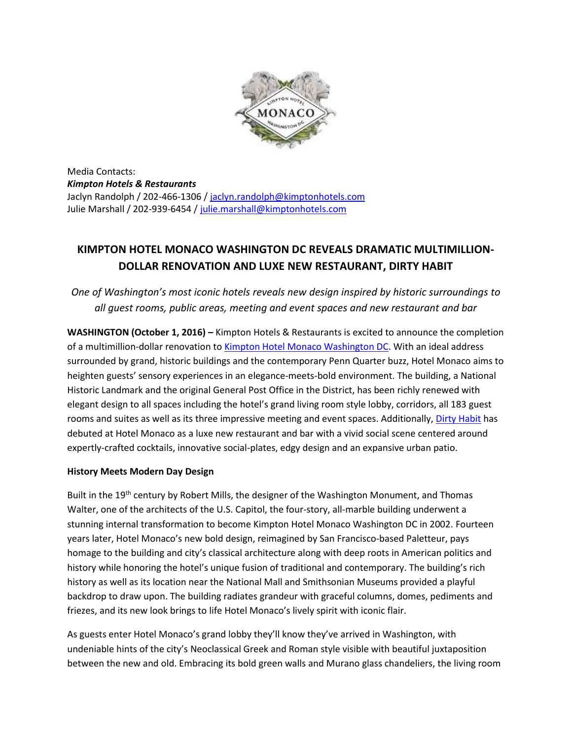Media Contacts:
***Kimpton Hotels & Restaurants***
Jaclyn Randolph / 202-466-1306 / [jaclyn.randolph@kimptonhotels.com](mailto:jaclyn.randolph@kimptonhotels.com)
Julie Marshall / 202-939-6454 / [julie.marshall@kimptonhotels.com](mailto:julie.marshall@kimptonhotels.com)

# KIMPTON HOTEL MONACO WASHINGTON DC REVEALS DRAMATIC MULTIMILLION-DOLLAR RENOVATION AND LUXE NEW RESTAURANT, DIRTY HABIT

*One of Washington's most iconic hotels reveals new design inspired by historic surroundings to all guest rooms, public areas, meeting and event spaces and new restaurant and bar*

**WASHINGTON (October 1, 2016) –** Kimpton Hotels & Restaurants is excited to announce the completion of a multimillion-dollar renovation to Kimpton Hotel Monaco Washington DC. With an ideal address surrounded by grand, historic buildings and the contemporary Penn Quarter buzz, Hotel Monaco aims to heighten guests' sensory experiences in an elegance-meets-bold environment. The building, a National Historic Landmark and the original General Post Office in the District, has been richly renewed with elegant design to all spaces including the hotel's grand living room style lobby, corridors, all 183 guest rooms and suites as well as its three impressive meeting and event spaces. Additionally, Dirty Habit has debuted at Hotel Monaco as a luxe new restaurant and bar with a vivid social scene centered around expertly-crafted cocktails, innovative social-plates, edgy design and an expansive urban patio.

**History Meets Modern Day Design**

Built in the 19th century by Robert Mills, the designer of the Washington Monument, and Thomas Walter, one of the architects of the U.S. Capitol, the four-story, all-marble building underwent a stunning internal transformation to become Kimpton Hotel Monaco Washington DC in 2002. Fourteen years later, Hotel Monaco's new bold design, reimagined by San Francisco-based Paletteur, pays homage to the building and city's classical architecture along with deep roots in American politics and history while honoring the hotel's unique fusion of traditional and contemporary. The building's rich history as well as its location near the National Mall and Smithsonian Museums provided a playful backdrop to draw upon. The building radiates grandeur with graceful columns, domes, pediments and friezes, and its new look brings to life Hotel Monaco's lively spirit with iconic flair.

As guests enter Hotel Monaco's grand lobby they'll know they've arrived in Washington, with undeniable hints of the city's Neoclassical Greek and Roman style visible with beautiful juxtaposition between the new and old. Embracing its bold green walls and Murano glass chandeliers, the living room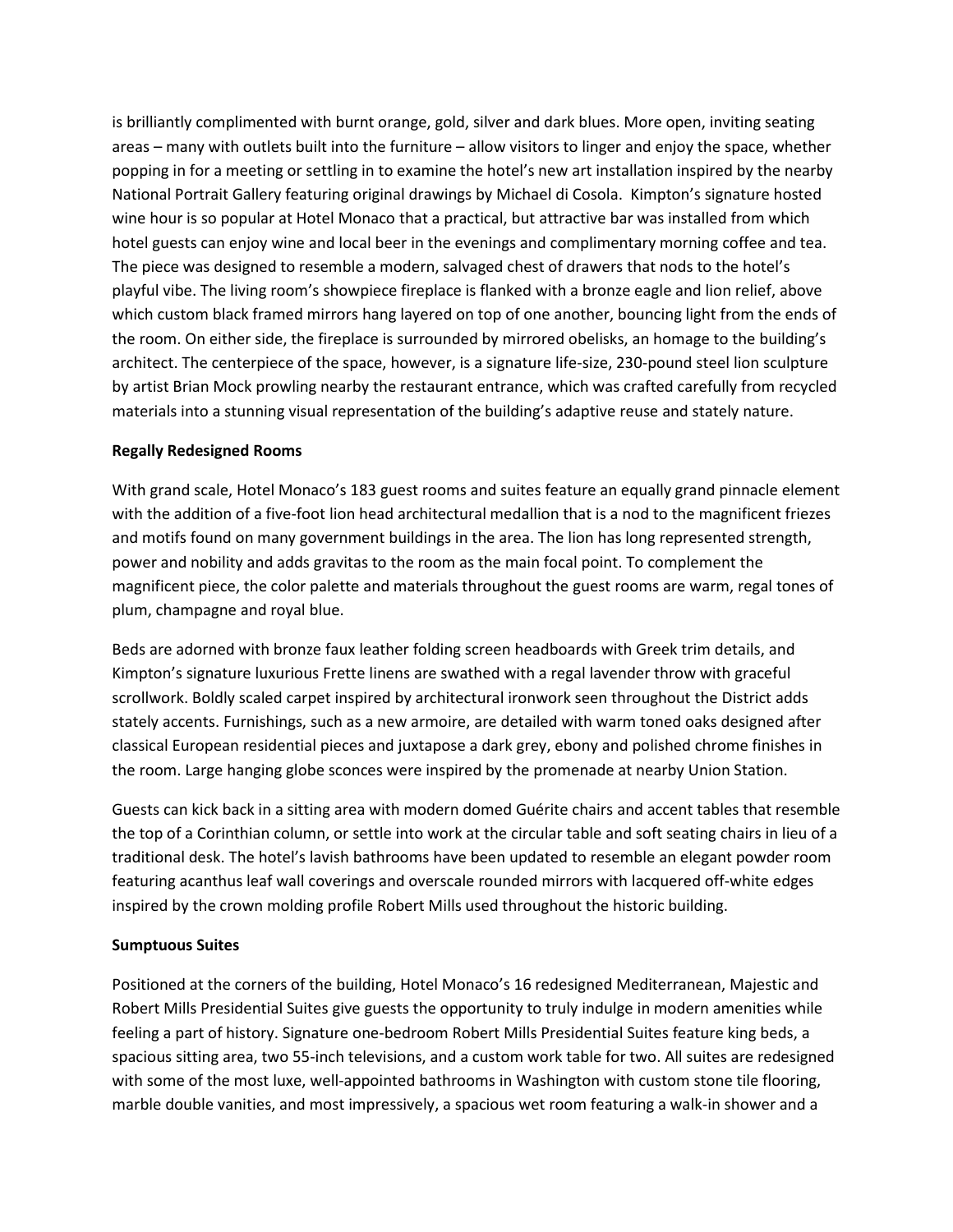is brilliantly complimented with burnt orange, gold, silver and dark blues. More open, inviting seating areas – many with outlets built into the furniture – allow visitors to linger and enjoy the space, whether popping in for a meeting or settling in to examine the hotel's new art installation inspired by the nearby National Portrait Gallery featuring original drawings by Michael di Cosola. Kimpton's signature hosted wine hour is so popular at Hotel Monaco that a practical, but attractive bar was installed from which hotel guests can enjoy wine and local beer in the evenings and complimentary morning coffee and tea. The piece was designed to resemble a modern, salvaged chest of drawers that nods to the hotel's playful vibe. The living room's showpiece fireplace is flanked with a bronze eagle and lion relief, above which custom black framed mirrors hang layered on top of one another, bouncing light from the ends of the room. On either side, the fireplace is surrounded by mirrored obelisks, an homage to the building's architect. The centerpiece of the space, however, is a signature life-size, 230-pound steel lion sculpture by artist Brian Mock prowling nearby the restaurant entrance, which was crafted carefully from recycled materials into a stunning visual representation of the building's adaptive reuse and stately nature.

**Regally Redesigned Rooms**

With grand scale, Hotel Monaco's 183 guest rooms and suites feature an equally grand pinnacle element with the addition of a five-foot lion head architectural medallion that is a nod to the magnificent friezes and motifs found on many government buildings in the area. The lion has long represented strength, power and nobility and adds gravitas to the room as the main focal point. To complement the magnificent piece, the color palette and materials throughout the guest rooms are warm, regal tones of plum, champagne and royal blue.

Beds are adorned with bronze faux leather folding screen headboards with Greek trim details, and Kimpton's signature luxurious Frette linens are swathed with a regal lavender throw with graceful scrollwork. Boldly scaled carpet inspired by architectural ironwork seen throughout the District adds stately accents. Furnishings, such as a new armoire, are detailed with warm toned oaks designed after classical European residential pieces and juxtapose a dark grey, ebony and polished chrome finishes in the room. Large hanging globe sconces were inspired by the promenade at nearby Union Station.

Guests can kick back in a sitting area with modern domed Guérite chairs and accent tables that resemble the top of a Corinthian column, or settle into work at the circular table and soft seating chairs in lieu of a traditional desk. The hotel's lavish bathrooms have been updated to resemble an elegant powder room featuring acanthus leaf wall coverings and overscale rounded mirrors with lacquered off-white edges inspired by the crown molding profile Robert Mills used throughout the historic building.

**Sumptuous Suites**

Positioned at the corners of the building, Hotel Monaco's 16 redesigned Mediterranean, Majestic and Robert Mills Presidential Suites give guests the opportunity to truly indulge in modern amenities while feeling a part of history. Signature one-bedroom Robert Mills Presidential Suites feature king beds, a spacious sitting area, two 55-inch televisions, and a custom work table for two. All suites are redesigned with some of the most luxe, well-appointed bathrooms in Washington with custom stone tile flooring, marble double vanities, and most impressively, a spacious wet room featuring a walk-in shower and a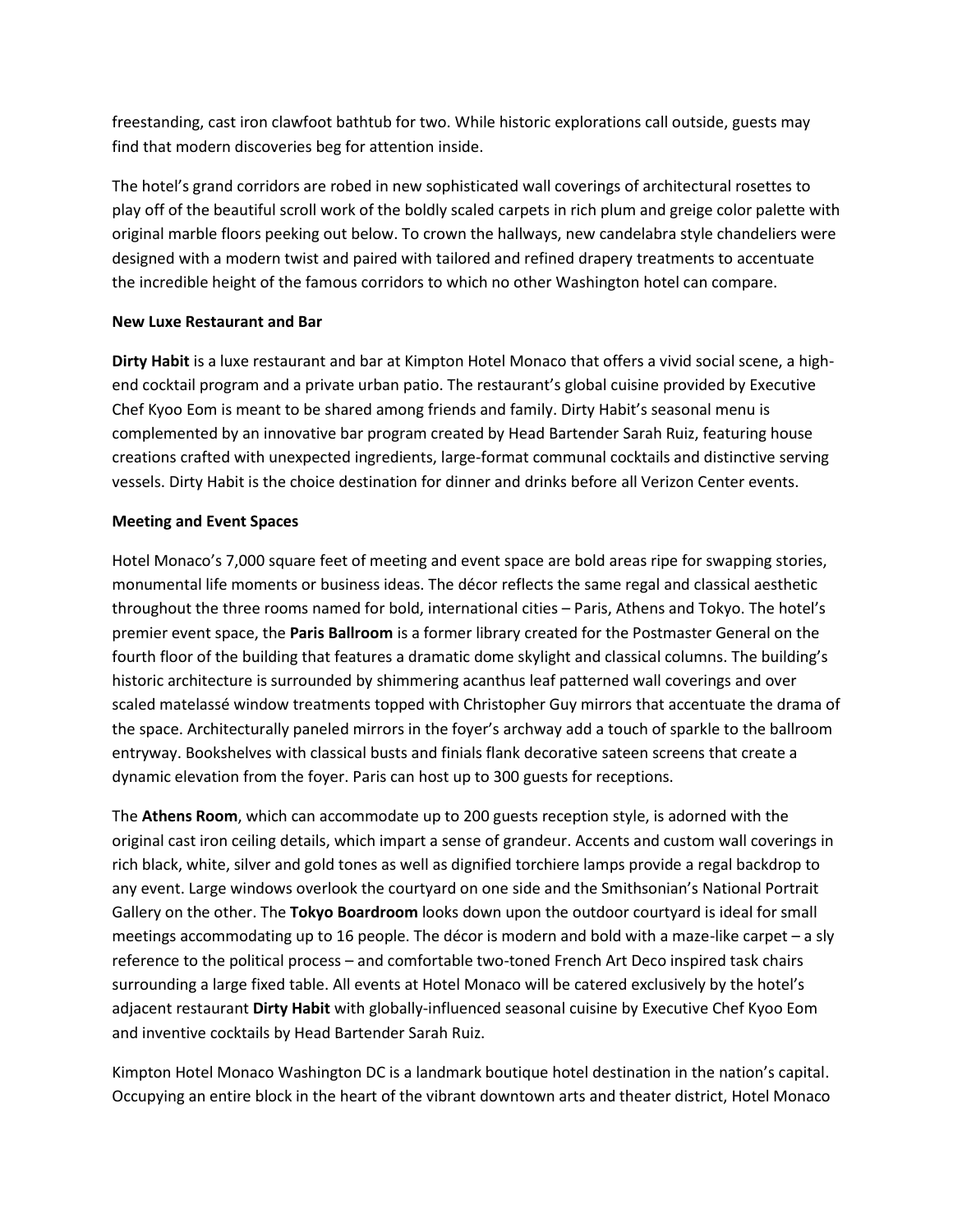freestanding, cast iron clawfoot bathtub for two. While historic explorations call outside, guests may find that modern discoveries beg for attention inside.

The hotel's grand corridors are robed in new sophisticated wall coverings of architectural rosettes to play off of the beautiful scroll work of the boldly scaled carpets in rich plum and greige color palette with original marble floors peeking out below. To crown the hallways, new candelabra style chandeliers were designed with a modern twist and paired with tailored and refined drapery treatments to accentuate the incredible height of the famous corridors to which no other Washington hotel can compare.

**New Luxe Restaurant and Bar**

**Dirty Habit** is a luxe restaurant and bar at Kimpton Hotel Monaco that offers a vivid social scene, a high-end cocktail program and a private urban patio. The restaurant's global cuisine provided by Executive Chef Kyoo Eom is meant to be shared among friends and family. Dirty Habit's seasonal menu is complemented by an innovative bar program created by Head Bartender Sarah Ruiz, featuring house creations crafted with unexpected ingredients, large-format communal cocktails and distinctive serving vessels. Dirty Habit is the choice destination for dinner and drinks before all Verizon Center events.

**Meeting and Event Spaces**

Hotel Monaco's 7,000 square feet of meeting and event space are bold areas ripe for swapping stories, monumental life moments or business ideas. The décor reflects the same regal and classical aesthetic throughout the three rooms named for bold, international cities – Paris, Athens and Tokyo. The hotel's premier event space, the **Paris Ballroom** is a former library created for the Postmaster General on the fourth floor of the building that features a dramatic dome skylight and classical columns. The building's historic architecture is surrounded by shimmering acanthus leaf patterned wall coverings and over scaled matelassé window treatments topped with Christopher Guy mirrors that accentuate the drama of the space. Architecturally paneled mirrors in the foyer's archway add a touch of sparkle to the ballroom entryway. Bookshelves with classical busts and finials flank decorative sateen screens that create a dynamic elevation from the foyer. Paris can host up to 300 guests for receptions.

The **Athens Room**, which can accommodate up to 200 guests reception style, is adorned with the original cast iron ceiling details, which impart a sense of grandeur. Accents and custom wall coverings in rich black, white, silver and gold tones as well as dignified torchiere lamps provide a regal backdrop to any event. Large windows overlook the courtyard on one side and the Smithsonian's National Portrait Gallery on the other. The **Tokyo Boardroom** looks down upon the outdoor courtyard is ideal for small meetings accommodating up to 16 people. The décor is modern and bold with a maze-like carpet – a sly reference to the political process – and comfortable two-toned French Art Deco inspired task chairs surrounding a large fixed table. All events at Hotel Monaco will be catered exclusively by the hotel's adjacent restaurant **Dirty Habit** with globally-influenced seasonal cuisine by Executive Chef Kyoo Eom and inventive cocktails by Head Bartender Sarah Ruiz.

Kimpton Hotel Monaco Washington DC is a landmark boutique hotel destination in the nation's capital. Occupying an entire block in the heart of the vibrant downtown arts and theater district, Hotel Monaco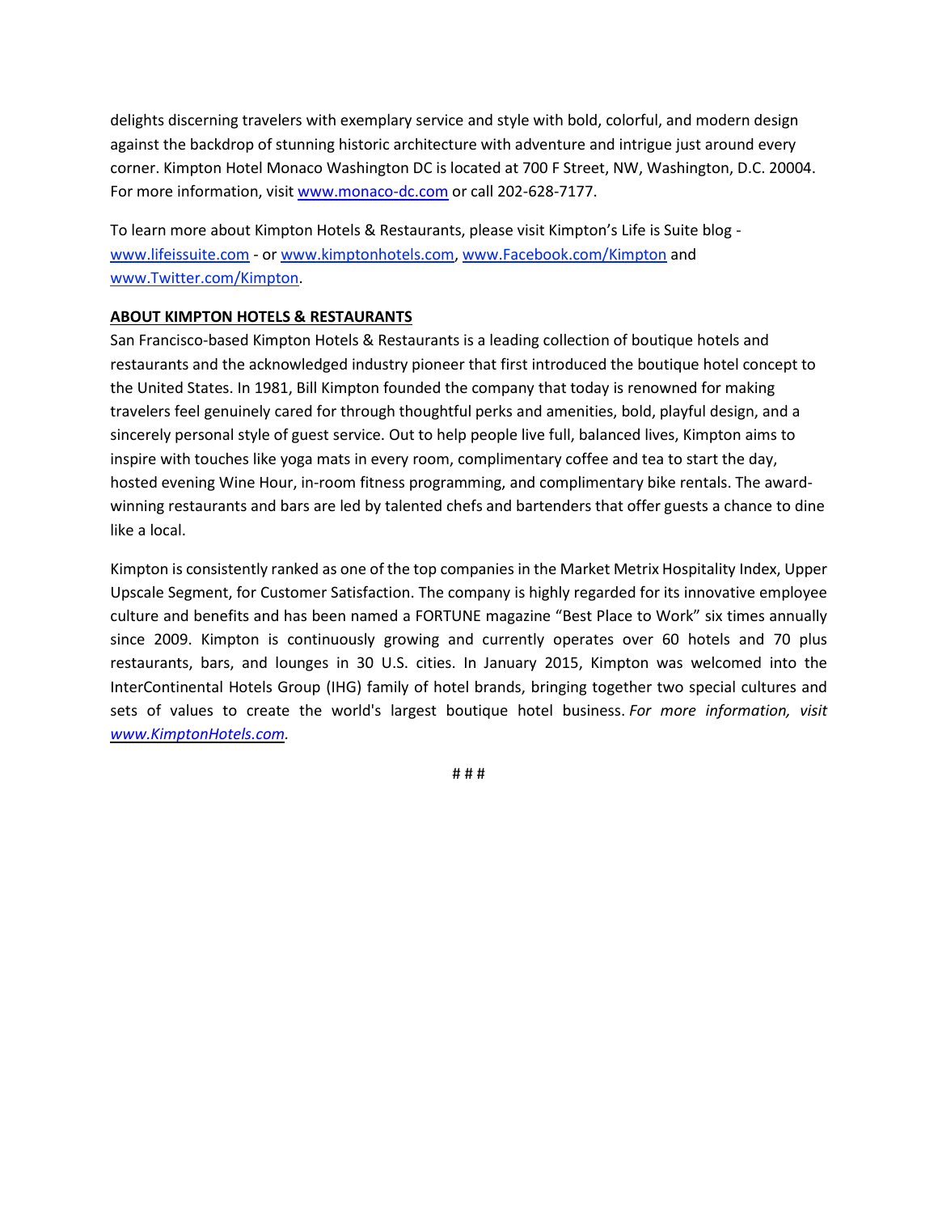delights discerning travelers with exemplary service and style with bold, colorful, and modern design against the backdrop of stunning historic architecture with adventure and intrigue just around every corner. Kimpton Hotel Monaco Washington DC is located at 700 F Street, NW, Washington, D.C. 20004. For more information, visit www.monaco-dc.com or call 202-628-7177.

To learn more about Kimpton Hotels & Restaurants, please visit Kimpton's Life is Suite blog - www.lifeissuite.com - or www.kimptonhotels.com, www.Facebook.com/Kimpton and www.Twitter.com/Kimpton.

**ABOUT KIMPTON HOTELS & RESTAURANTS**

San Francisco-based Kimpton Hotels & Restaurants is a leading collection of boutique hotels and restaurants and the acknowledged industry pioneer that first introduced the boutique hotel concept to the United States. In 1981, Bill Kimpton founded the company that today is renowned for making travelers feel genuinely cared for through thoughtful perks and amenities, bold, playful design, and a sincerely personal style of guest service. Out to help people live full, balanced lives, Kimpton aims to inspire with touches like yoga mats in every room, complimentary coffee and tea to start the day, hosted evening Wine Hour, in-room fitness programming, and complimentary bike rentals. The award-winning restaurants and bars are led by talented chefs and bartenders that offer guests a chance to dine like a local.

Kimpton is consistently ranked as one of the top companies in the Market Metrix Hospitality Index, Upper Upscale Segment, for Customer Satisfaction. The company is highly regarded for its innovative employee culture and benefits and has been named a FORTUNE magazine "Best Place to Work" six times annually since 2009. Kimpton is continuously growing and currently operates over 60 hotels and 70 plus restaurants, bars, and lounges in 30 U.S. cities. In January 2015, Kimpton was welcomed into the InterContinental Hotels Group (IHG) family of hotel brands, bringing together two special cultures and sets of values to create the world's largest boutique hotel business. *For more information, visit www.KimptonHotels.com.*

# # #